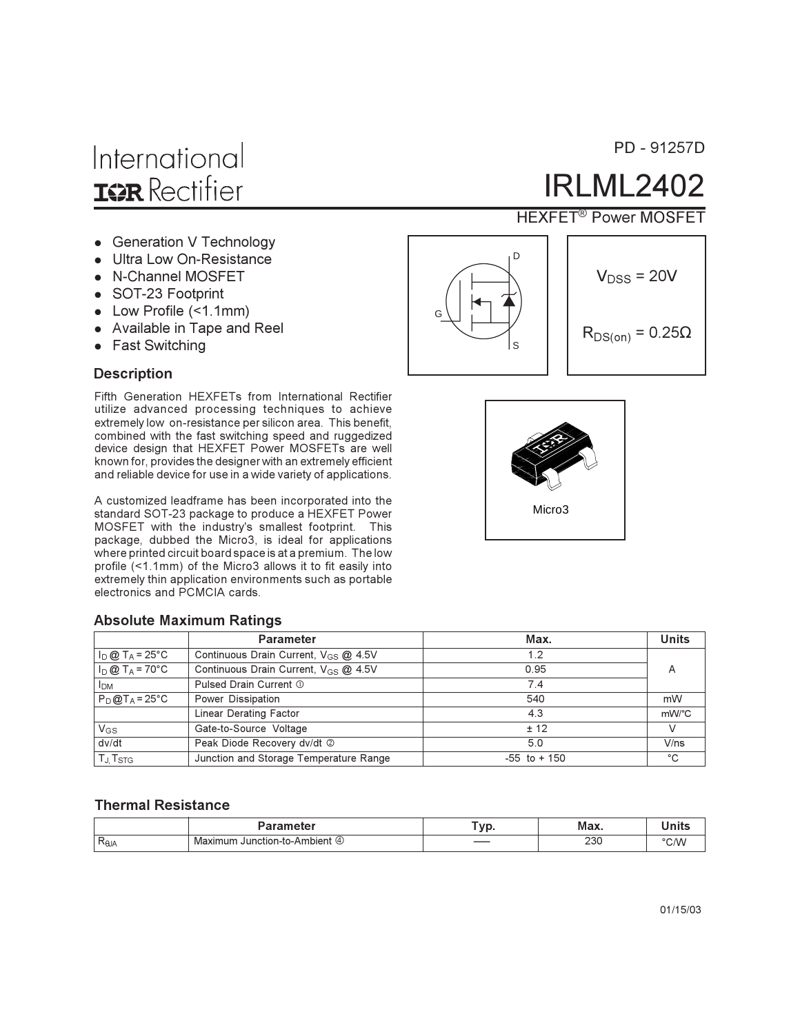International Rectifier

PD - 91257D

# IRLML2402

HEXFET® Power MOSFET

- Generation V Technology
- Ultra Low On-Resistance
- N-Channel MOSFET
- SOT-23 Footprint
- Low Profile (<1.1mm)
- Available in Tape and Reel
- Fast Switching

$V_{DSS}$ = 20V

$R_{DS(on)}$ = 0.25Ω

Micro3

## Description

Fifth Generation HEXFETs from International Rectifier utilize advanced processing techniques to achieve extremely low on-resistance per silicon area. This benefit, combined with the fast switching speed and ruggedized device design that HEXFET Power MOSFETs are well known for, provides the designer with an extremely efficient and reliable device for use in a wide variety of applications.

A customized leadframe has been incorporated into the standard SOT-23 package to produce a HEXFET Power MOSFET with the industry's smallest footprint. This package, dubbed the Micro3, is ideal for applications where printed circuit board space is at a premium. The low profile (<1.1mm) of the Micro3 allows it to fit easily into extremely thin application environments such as portable electronics and PCMCIA cards.

## Absolute Maximum Ratings

| | Parameter | Max. | Units |
|---|---|---|---|
| $I_D$ @ $T_A$ = 25°C | Continuous Drain Current, $V_{GS}$ @ 4.5V | 1.2 | A |
| $I_D$ @ $T_A$ = 70°C | Continuous Drain Current, $V_{GS}$ @ 4.5V | 0.95 | |
| $I_{DM}$ | Pulsed Drain Current ① | 7.4 | |
| $P_D$ @$T_A$ = 25°C | Power Dissipation | 540 | mW |
| | Linear Derating Factor | 4.3 | mW/°C |
| $V_{GS}$ | Gate-to-Source Voltage | ± 12 | V |
| dv/dt | Peak Diode Recovery dv/dt ② | 5.0 | V/ns |
| $T_J$, $T_{STG}$ | Junction and Storage Temperature Range | -55 to + 150 | °C |

## Thermal Resistance

| | Parameter | Typ. | Max. | Units |
|---|---|---|---|---|
| $R_{\theta JA}$ | Maximum Junction-to-Ambient ④ | —— | 230 | °C/W |

01/15/03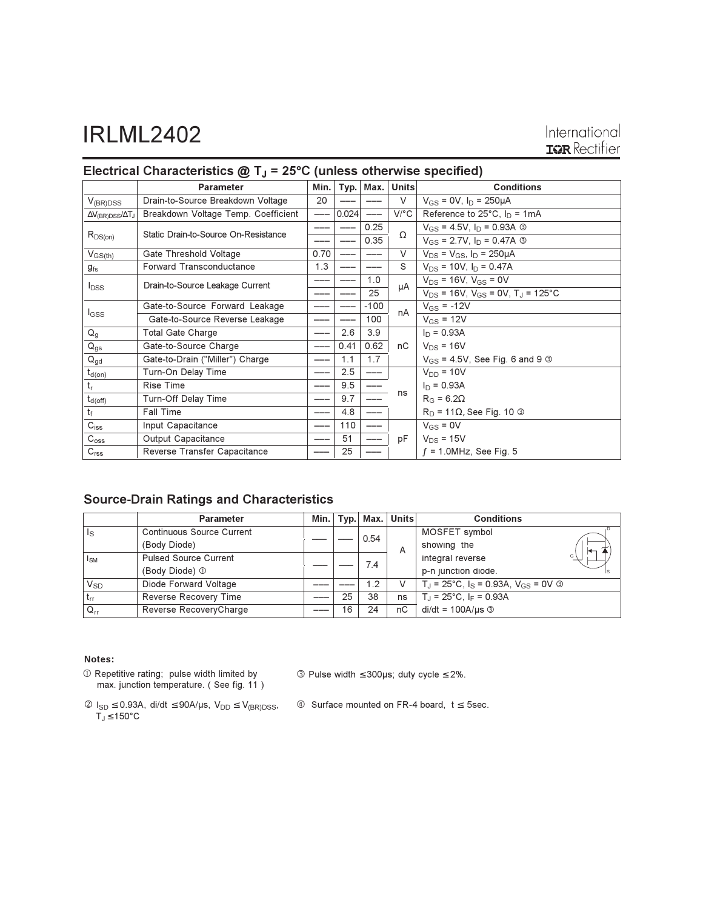## Electrical Characteristics @ $T_J$ = 25°C (unless otherwise specified)

| | Parameter | Min. | Typ. | Max. | Units | Conditions |
|---|---|---|---|---|---|---|
| $V_{(BR)DSS}$ | Drain-to-Source Breakdown Voltage | 20 | ––– | ––– | V | $V_{GS}$ = 0V, $I_D$ = 250μA |
| $\Delta V_{(BR)DSS}/\Delta T_J$ | Breakdown Voltage Temp. Coefficient | ––– | 0.024 | ––– | V/°C | Reference to 25°C, $I_D$ = 1mA |
| $R_{DS(on)}$ | Static Drain-to-Source On-Resistance | ––– | ––– | 0.25 | Ω | $V_{GS}$ = 4.5V, $I_D$ = 0.93A ③ |
| | | ––– | ––– | 0.35 | | $V_{GS}$ = 2.7V, $I_D$ = 0.47A ③ |
| $V_{GS(th)}$ | Gate Threshold Voltage | 0.70 | ––– | ––– | V | $V_{DS}$ = $V_{GS}$, $I_D$ = 250μA |
| $g_{fs}$ | Forward Transconductance | 1.3 | ––– | ––– | S | $V_{DS}$ = 10V, $I_D$ = 0.47A |
| $I_{DSS}$ | Drain-to-Source Leakage Current | ––– | ––– | 1.0 | μA | $V_{DS}$ = 16V, $V_{GS}$ = 0V |
| | | ––– | ––– | 25 | | $V_{DS}$ = 16V, $V_{GS}$ = 0V, $T_J$ = 125°C |
| $I_{GSS}$ | Gate-to-Source Forward Leakage | ––– | ––– | -100 | nA | $V_{GS}$ = -12V |
| | Gate-to-Source Reverse Leakage | ––– | ––– | 100 | | $V_{GS}$ = 12V |
| $Q_g$ | Total Gate Charge | ––– | 2.6 | 3.9 | nC | $I_D$ = 0.93A |
| $Q_{gs}$ | Gate-to-Source Charge | ––– | 0.41 | 0.62 | | $V_{DS}$ = 16V |
| $Q_{gd}$ | Gate-to-Drain ("Miller") Charge | ––– | 1.1 | 1.7 | | $V_{GS}$ = 4.5V, See Fig. 6 and 9 ③ |
| $t_{d(on)}$ | Turn-On Delay Time | ––– | 2.5 | ––– | ns | $V_{DD}$ = 10V |
| $t_r$ | Rise Time | ––– | 9.5 | ––– | | $I_D$ = 0.93A |
| $t_{d(off)}$ | Turn-Off Delay Time | ––– | 9.7 | ––– | | $R_G$ = 6.2Ω |
| $t_f$ | Fall Time | ––– | 4.8 | ––– | | $R_D$ = 11Ω, See Fig. 10 ③ |
| $C_{iss}$ | Input Capacitance | ––– | 110 | ––– | pF | $V_{GS}$ = 0V |
| $C_{oss}$ | Output Capacitance | ––– | 51 | ––– | | $V_{DS}$ = 15V |
| $C_{rss}$ | Reverse Transfer Capacitance | ––– | 25 | ––– | | $f$ = 1.0MHz, See Fig. 5 |

## Source-Drain Ratings and Characteristics

| | Parameter | Min. | Typ. | Max. | Units | Conditions |
|---|---|---|---|---|---|---|
| $I_S$ | Continuous Source Current (Body Diode) | ––– | ––– | 0.54 | A | MOSFET symbol showing the integral reverse p-n junction diode. |
| $I_{SM}$ | Pulsed Source Current (Body Diode) ① | ––– | ––– | 7.4 | | |
| $V_{SD}$ | Diode Forward Voltage | ––– | ––– | 1.2 | V | $T_J$ = 25°C, $I_S$ = 0.93A, $V_{GS}$ = 0V ③ |
| $t_{rr}$ | Reverse Recovery Time | ––– | 25 | 38 | ns | $T_J$ = 25°C, $I_F$ = 0.93A |
| $Q_{rr}$ | Reverse RecoveryCharge | ––– | 16 | 24 | nC | di/dt = 100A/μs ③ |

**Notes:**

① Repetitive rating; pulse width limited by max. junction temperature. ( See fig. 11 )

② $I_{SD} \leq 0.93$A, di/dt $\leq 90$A/μs, $V_{DD} \leq V_{(BR)DSS}$, $T_J \leq 150$°C

③ Pulse width $\leq 300$μs; duty cycle $\leq 2$%.

④ Surface mounted on FR-4 board, t $\leq$ 5sec.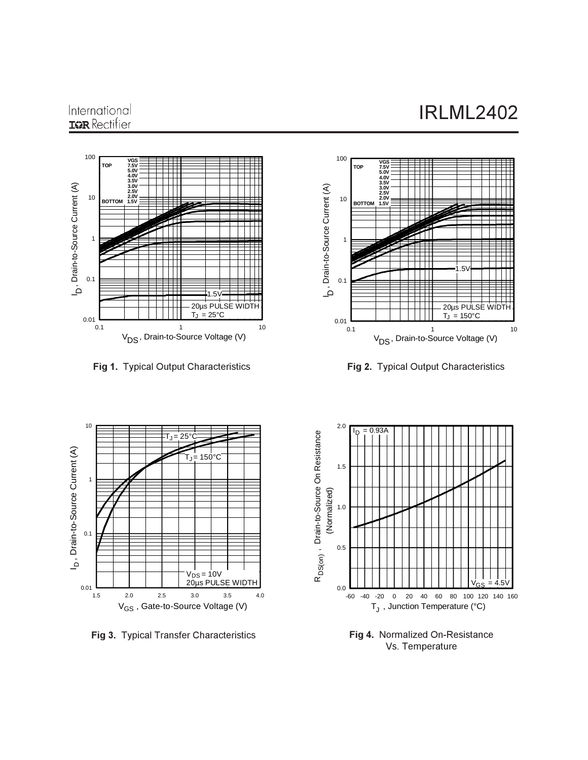Fig 1. Typical Output Characteristics

Fig 2. Typical Output Characteristics

Fig 3. Typical Transfer Characteristics

Fig 4. Normalized On-Resistance Vs. Temperature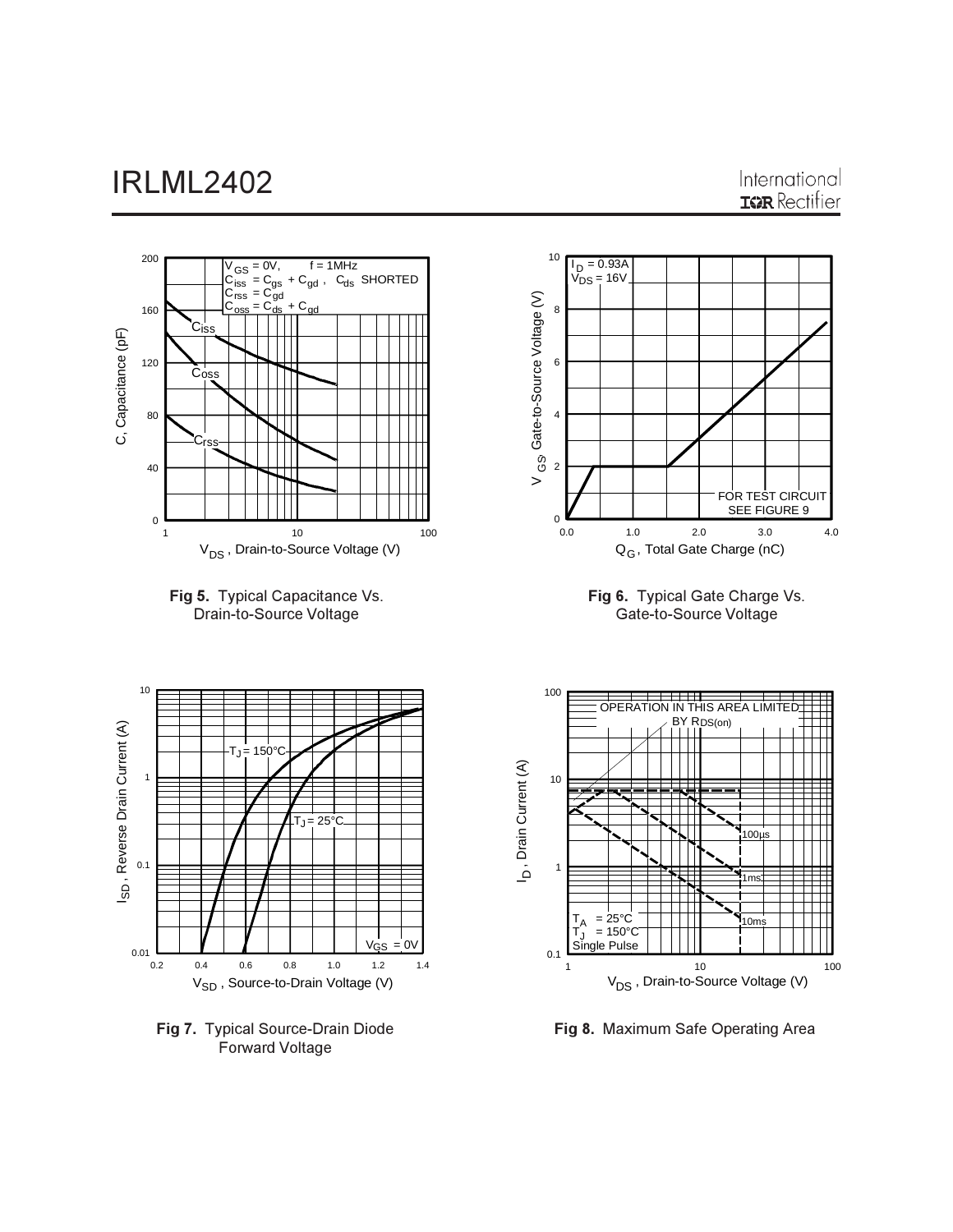Fig 5. Typical Capacitance Vs. Drain-to-Source Voltage

Fig 6. Typical Gate Charge Vs. Gate-to-Source Voltage

Fig 7. Typical Source-Drain Diode Forward Voltage

Fig 8. Maximum Safe Operating Area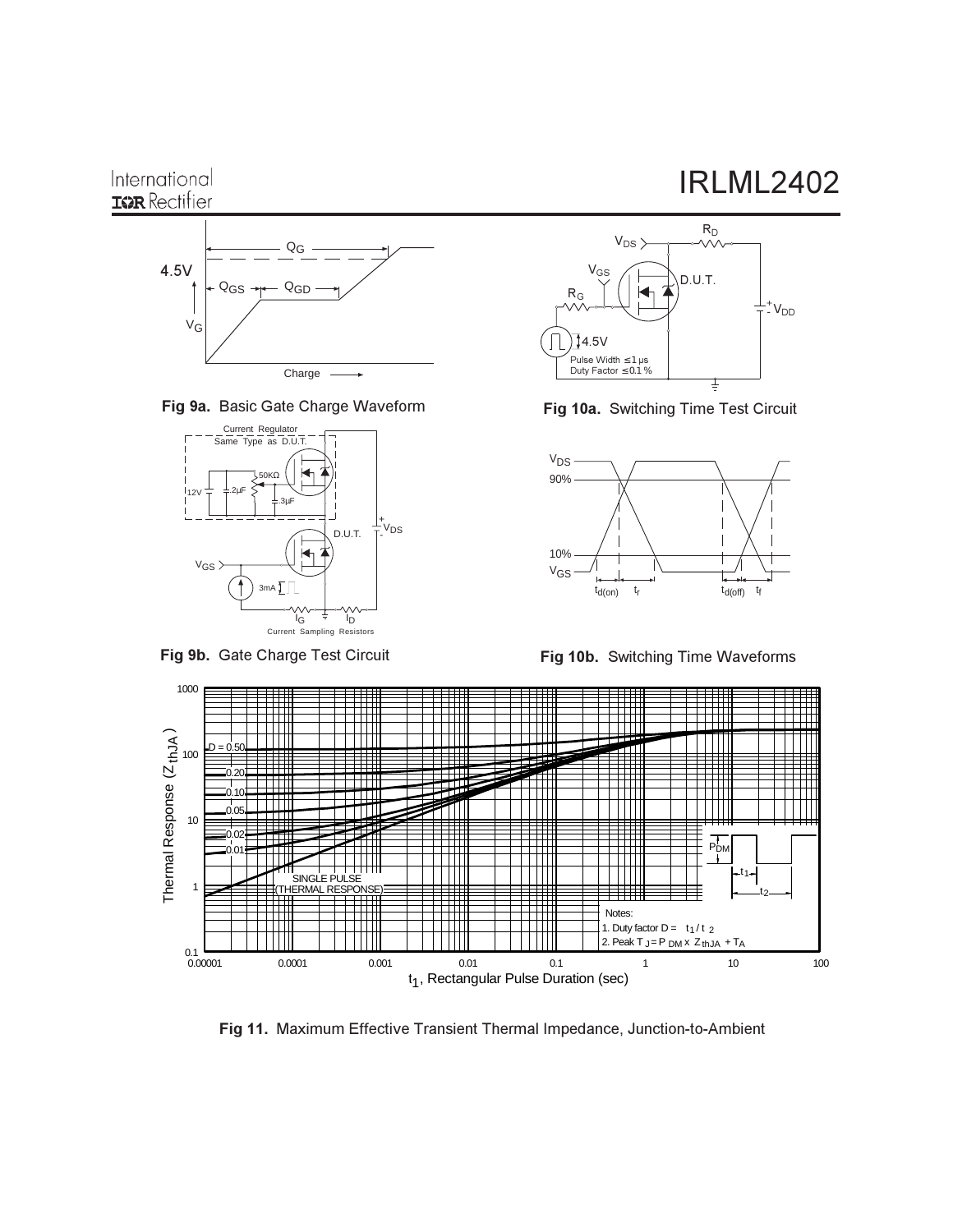**Fig 9a.** Basic Gate Charge Waveform

**Fig 10a.** Switching Time Test Circuit

**Fig 9b.** Gate Charge Test Circuit

**Fig 10b.** Switching Time Waveforms

**Fig 11.** Maximum Effective Transient Thermal Impedance, Junction-to-Ambient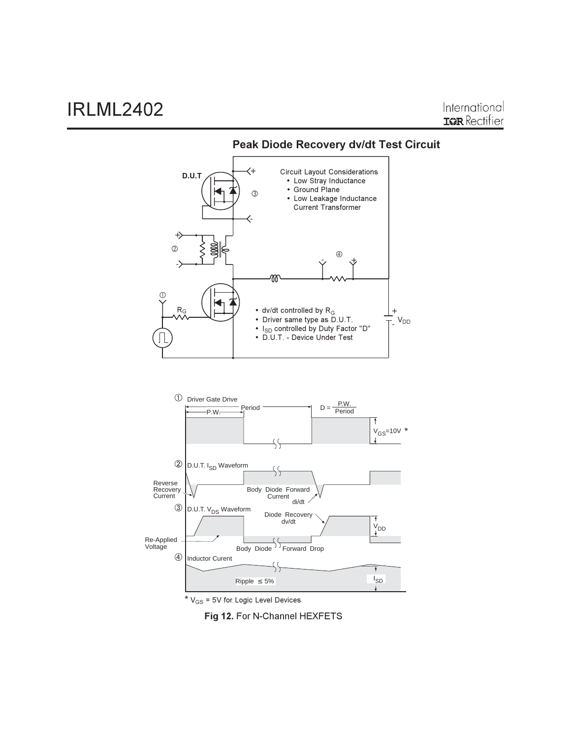## Peak Diode Recovery dv/dt Test Circuit

D.U.T

Circuit Layout Considerations
- Low Stray Inductance
- Ground Plane
- Low Leakage Inductance Current Transformer

$R_G$

$V_{DD}$

- dv/dt controlled by $R_G$
- Driver same type as D.U.T.
- $I_{SD}$ controlled by Duty Factor "D"
- D.U.T. - Device Under Test

① Driver Gate Drive

P.W.　Period　$D = \frac{P.W.}{Period}$

$V_{GS}$=10V *

② D.U.T. $I_{SD}$ Waveform

Reverse Recovery Current

Body Diode Forward Current

di/dt

③ D.U.T. $V_{DS}$ Waveform

Diode Recovery dv/dt

$V_{DD}$

Re-Applied Voltage

Body Diode Forward Drop

④ Inductor Curent

Ripple ≤ 5%

$I_{SD}$

* $V_{GS}$ = 5V for Logic Level Devices

**Fig 12.** For N-Channel HEXFETS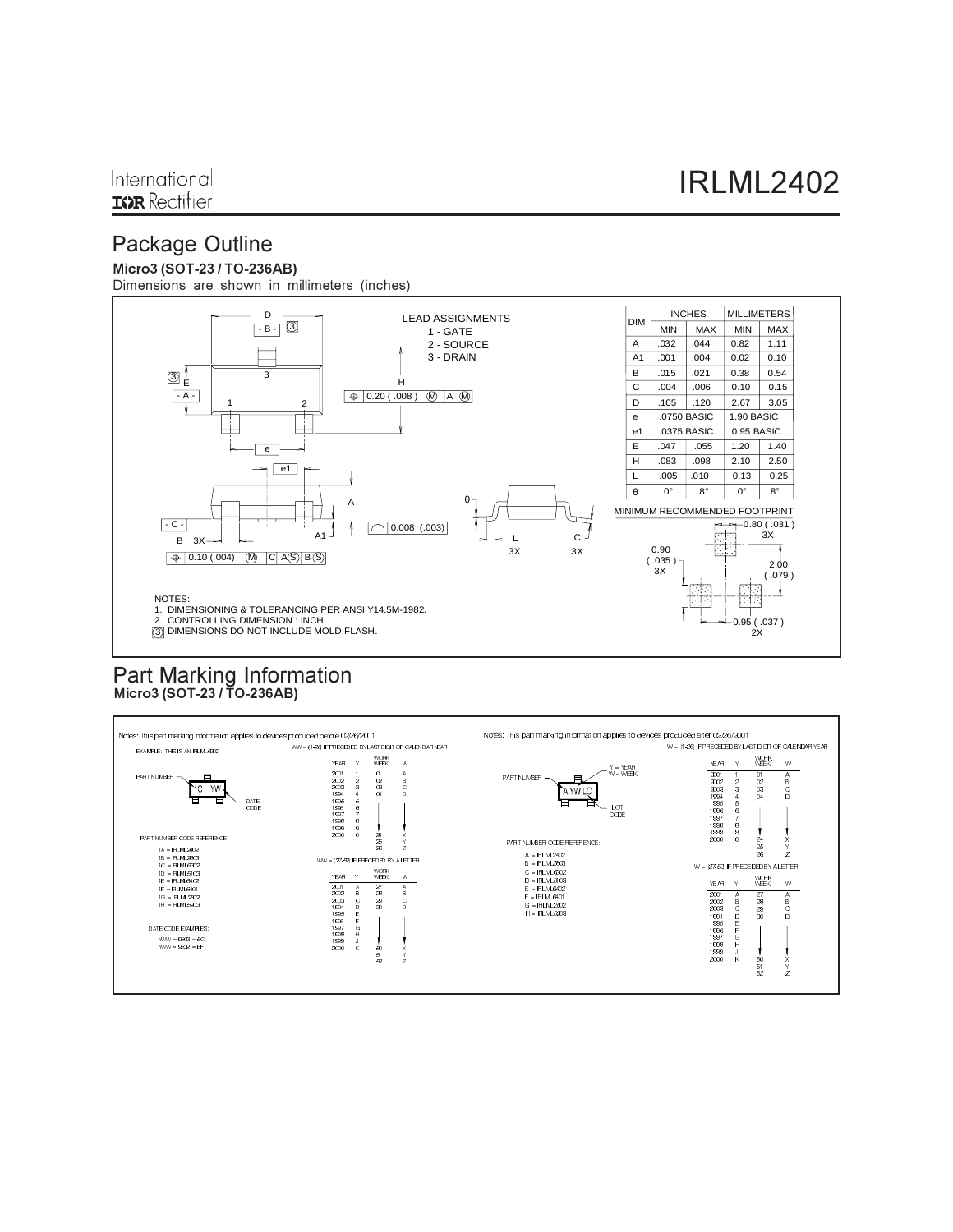## Package Outline

**Micro3 (SOT-23 / TO-236AB)**

Dimensions are shown in millimeters (inches)

LEAD ASSIGNMENTS
1 - GATE
2 - SOURCE
3 - DRAIN

| DIM | INCHES | | MILLIMETERS | |
|---|---|---|---|---|
| | MIN | MAX | MIN | MAX |
| A | .032 | .044 | 0.82 | 1.11 |
| A1 | .001 | .004 | 0.02 | 0.10 |
| B | .015 | .021 | 0.38 | 0.54 |
| C | .004 | .006 | 0.10 | 0.15 |
| D | .105 | .120 | 2.67 | 3.05 |
| e | .0750 BASIC | | 1.90 BASIC | |
| e1 | .0375 BASIC | | 0.95 BASIC | |
| E | .047 | .055 | 1.20 | 1.40 |
| H | .083 | .098 | 2.10 | 2.50 |
| L | .005 | .010 | 0.13 | 0.25 |
| θ | 0° | 8° | 0° | 8° |

MINIMUM RECOMMENDED FOOTPRINT

0.80 ( .031 ) 3X
0.90 ( .035 ) 3X
2.00 ( .079 )
0.95 ( .037 ) 2X

NOTES:
1. DIMENSIONING & TOLERANCING PER ANSI Y14.5M-1982.
2. CONTROLLING DIMENSION : INCH.
3. DIMENSIONS DO NOT INCLUDE MOLD FLASH.

## Part Marking Information

**Micro3 (SOT-23 / TO-236AB)**

Notes: This part marking information applies to devices produced before 02/26/2001

EXAMPLE: THIS IS AN IRLML6302

PART NUMBER: 1C YW — DATE CODE

WW = (1-26) IF PRECEDED BY LAST DIGIT OF CALENDAR YEAR

| YEAR | Y | WORK WEEK | W |
|---|---|---|---|
| 2001 | 1 | 01 | A |
| 2002 | 2 | 02 | B |
| 2003 | 3 | 03 | C |
| 1994 | 4 | 04 | D |
| 1995 | 5 | | |
| 1996 | 6 | | |
| 1997 | 7 | | |
| 1998 | 8 | | |
| 1999 | 9 | | |
| 2000 | 0 | 24 | X |
| | | 25 | Y |
| | | 26 | Z |

PART NUMBER CODE REFERENCE:
1A = IRLML2402
1B = IRLML2803
1C = IRLML6302
1D = IRLML5103
1E = IRLML6402
1F = IRLML6401
1G = IRLML2502
1H = IRLML5203

WW = (27-52) IF PRECEDED BY A LETTER

| YEAR | Y | WORK WEEK | W |
|---|---|---|---|
| 2001 | A | 27 | A |
| 2002 | B | 28 | B |
| 2003 | C | 29 | C |
| 1994 | D | 30 | D |
| 1995 | E | | |
| 1996 | F | | |
| 1997 | G | | |
| 1998 | H | | |
| 1999 | J | | |
| 2000 | K | 50 | X |
| | | 51 | Y |
| | | 52 | Z |

DATE CODE EXAMPLES:
YWW = 9503 = 5C
YWW = 9532 = EF

Notes: This part marking information applies to devices produced after 02/26/2001

PART NUMBER: A YW LC — Y = YEAR, W = WEEK, LOT CODE

W = (1-26) IF PRECEDED BY LAST DIGIT OF CALENDAR YEAR

| YEAR | Y | WORK WEEK | W |
|---|---|---|---|
| 2001 | 1 | 01 | A |
| 2002 | 2 | 02 | B |
| 2003 | 3 | 03 | C |
| 1994 | 4 | 04 | D |
| 1995 | 5 | | |
| 1996 | 6 | | |
| 1997 | 7 | | |
| 1998 | 8 | | |
| 1999 | 9 | | |
| 2000 | 0 | 24 | X |
| | | 25 | Y |
| | | 26 | Z |

PART NUMBER CODE REFERENCE:
A = IRLML2402
B = IRLML2803
C = IRLML6302
D = IRLML5103
E = IRLML6402
F = IRLML6401
G = IRLML2502
H = IRLML5203

W = (27-52) IF PRECEDED BY A LETTER

| YEAR | Y | WORK WEEK | W |
|---|---|---|---|
| 2001 | A | 27 | A |
| 2002 | B | 28 | B |
| 2003 | C | 29 | C |
| 1994 | D | 30 | D |
| 1995 | E | | |
| 1996 | F | | |
| 1997 | G | | |
| 1998 | H | | |
| 1999 | J | | |
| 2000 | K | 50 | X |
| | | 51 | Y |
| | | 52 | Z |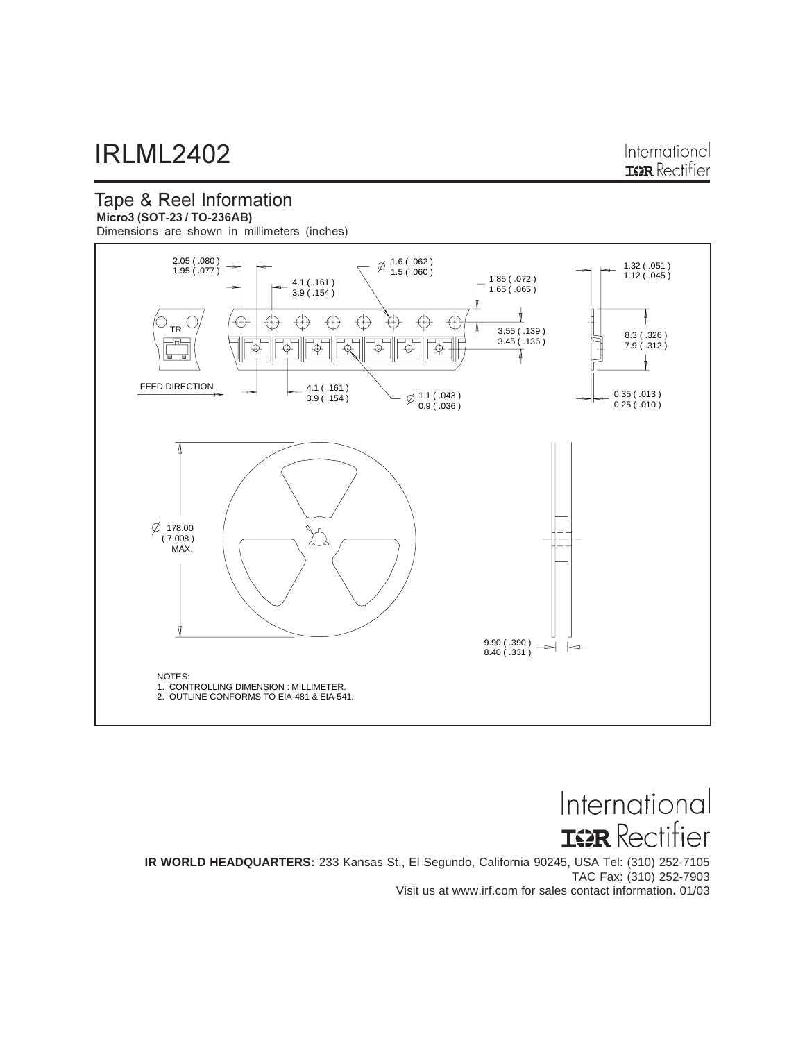## Tape & Reel Information

**Micro3 (SOT-23 / TO-236AB)**

Dimensions are shown in millimeters (inches)

2.05 ( .080 )
1.95 ( .077 )

4.1 ( .161 )
3.9 ( .154 )

Ø 1.6 ( .062 )
1.5 ( .060 )

1.85 ( .072 )
1.65 ( .065 )

3.55 ( .139 )
3.45 ( .136 )

1.32 ( .051 )
1.12 ( .045 )

8.3 ( .326 )
7.9 ( .312 )

TR

FEED DIRECTION

4.1 ( .161 )
3.9 ( .154 )

Ø 1.1 ( .043 )
0.9 ( .036 )

0.35 ( .013 )
0.25 ( .010 )

Ø 178.00
( 7.008 )
MAX.

9.90 ( .390 )
8.40 ( .331 )

NOTES:
1. CONTROLLING DIMENSION : MILLIMETER.
2. OUTLINE CONFORMS TO EIA-481 & EIA-541.

International
IOR Rectifier

**IR WORLD HEADQUARTERS:** 233 Kansas St., El Segundo, California 90245, USA Tel: (310) 252-7105
TAC Fax: (310) 252-7903
Visit us at www.irf.com for sales contact information. 01/03